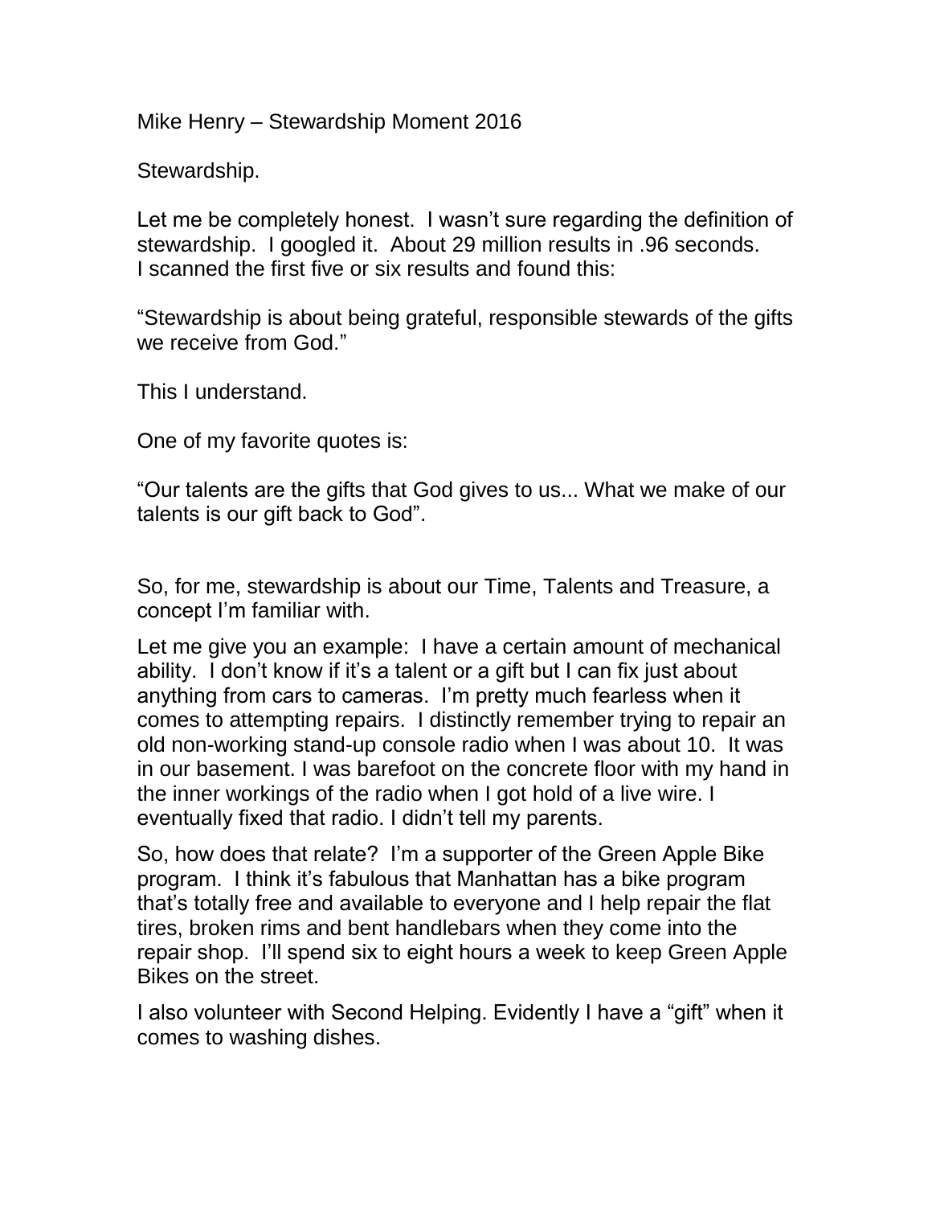Mike Henry – Stewardship Moment 2016

Stewardship.

Let me be completely honest. I wasn't sure regarding the definition of stewardship. I googled it. About 29 million results in .96 seconds. I scanned the first five or six results and found this:

"Stewardship is about being grateful, responsible stewards of the gifts we receive from God."

This I understand.

One of my favorite quotes is:

"Our talents are the gifts that God gives to us... What we make of our talents is our gift back to God".

So, for me, stewardship is about our Time, Talents and Treasure, a concept I'm familiar with.

Let me give you an example: I have a certain amount of mechanical ability. I don't know if it's a talent or a gift but I can fix just about anything from cars to cameras. I'm pretty much fearless when it comes to attempting repairs. I distinctly remember trying to repair an old non-working stand-up console radio when I was about 10. It was in our basement. I was barefoot on the concrete floor with my hand in the inner workings of the radio when I got hold of a live wire. I eventually fixed that radio. I didn't tell my parents.

So, how does that relate? I'm a supporter of the Green Apple Bike program. I think it's fabulous that Manhattan has a bike program that's totally free and available to everyone and I help repair the flat tires, broken rims and bent handlebars when they come into the repair shop. I'll spend six to eight hours a week to keep Green Apple Bikes on the street.

I also volunteer with Second Helping. Evidently I have a "gift" when it comes to washing dishes.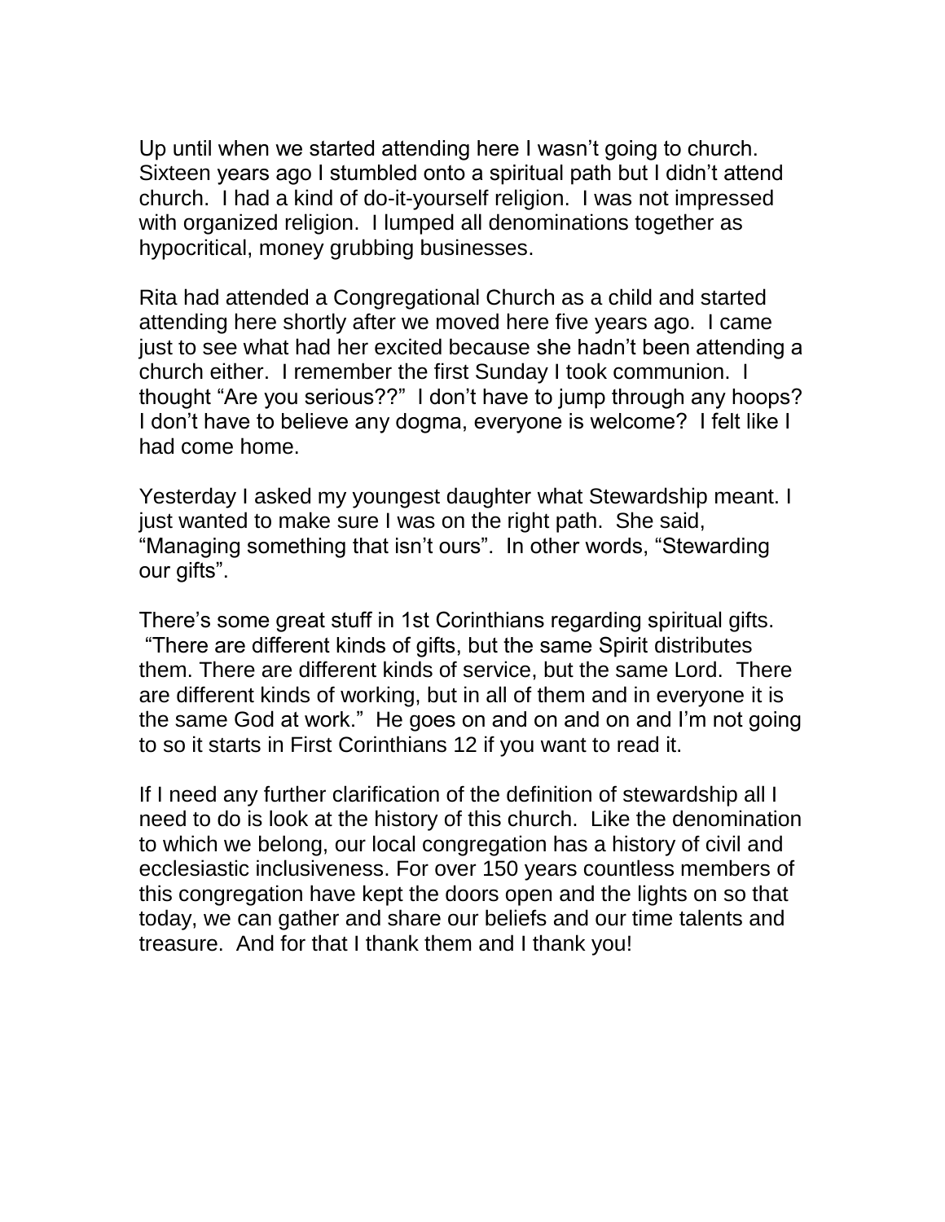Up until when we started attending here I wasn't going to church. Sixteen years ago I stumbled onto a spiritual path but I didn't attend church. I had a kind of do-it-yourself religion. I was not impressed with organized religion. I lumped all denominations together as hypocritical, money grubbing businesses.

Rita had attended a Congregational Church as a child and started attending here shortly after we moved here five years ago. I came just to see what had her excited because she hadn't been attending a church either. I remember the first Sunday I took communion. I thought "Are you serious??" I don't have to jump through any hoops? I don't have to believe any dogma, everyone is welcome? I felt like I had come home.

Yesterday I asked my youngest daughter what Stewardship meant. I just wanted to make sure I was on the right path. She said, "Managing something that isn't ours". In other words, "Stewarding our gifts".

There's some great stuff in 1st Corinthians regarding spiritual gifts. "There are different kinds of gifts, but the same Spirit distributes them. There are different kinds of service, but the same Lord. There are different kinds of working, but in all of them and in everyone it is the same God at work." He goes on and on and on and I'm not going to so it starts in First Corinthians 12 if you want to read it.

If I need any further clarification of the definition of stewardship all I need to do is look at the history of this church. Like the denomination to which we belong, our local congregation has a history of civil and ecclesiastic inclusiveness. For over 150 years countless members of this congregation have kept the doors open and the lights on so that today, we can gather and share our beliefs and our time talents and treasure. And for that I thank them and I thank you!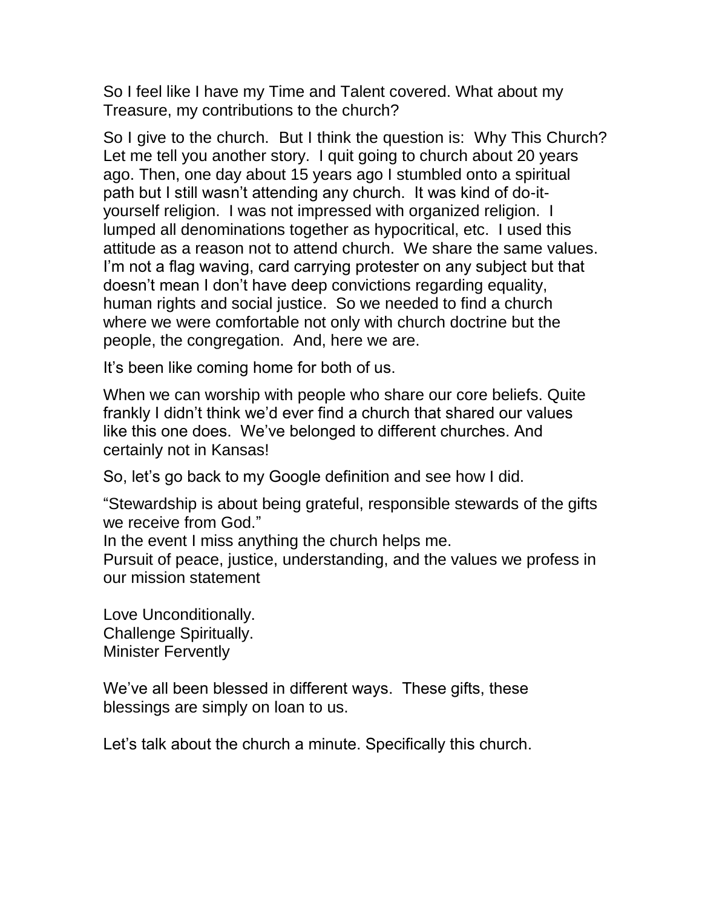So I feel like I have my Time and Talent covered. What about my Treasure, my contributions to the church?

So I give to the church. But I think the question is: Why This Church? Let me tell you another story. I quit going to church about 20 years ago. Then, one day about 15 years ago I stumbled onto a spiritual path but I still wasn't attending any church. It was kind of do-it-yourself religion. I was not impressed with organized religion. I lumped all denominations together as hypocritical, etc. I used this attitude as a reason not to attend church. We share the same values. I'm not a flag waving, card carrying protester on any subject but that doesn't mean I don't have deep convictions regarding equality, human rights and social justice. So we needed to find a church where we were comfortable not only with church doctrine but the people, the congregation. And, here we are.

It's been like coming home for both of us.

When we can worship with people who share our core beliefs. Quite frankly I didn't think we'd ever find a church that shared our values like this one does. We've belonged to different churches. And certainly not in Kansas!

So, let's go back to my Google definition and see how I did.

"Stewardship is about being grateful, responsible stewards of the gifts we receive from God."
In the event I miss anything the church helps me.
Pursuit of peace, justice, understanding, and the values we profess in our mission statement

Love Unconditionally.
Challenge Spiritually.
Minister Fervently

We've all been blessed in different ways. These gifts, these blessings are simply on loan to us.

Let's talk about the church a minute. Specifically this church.